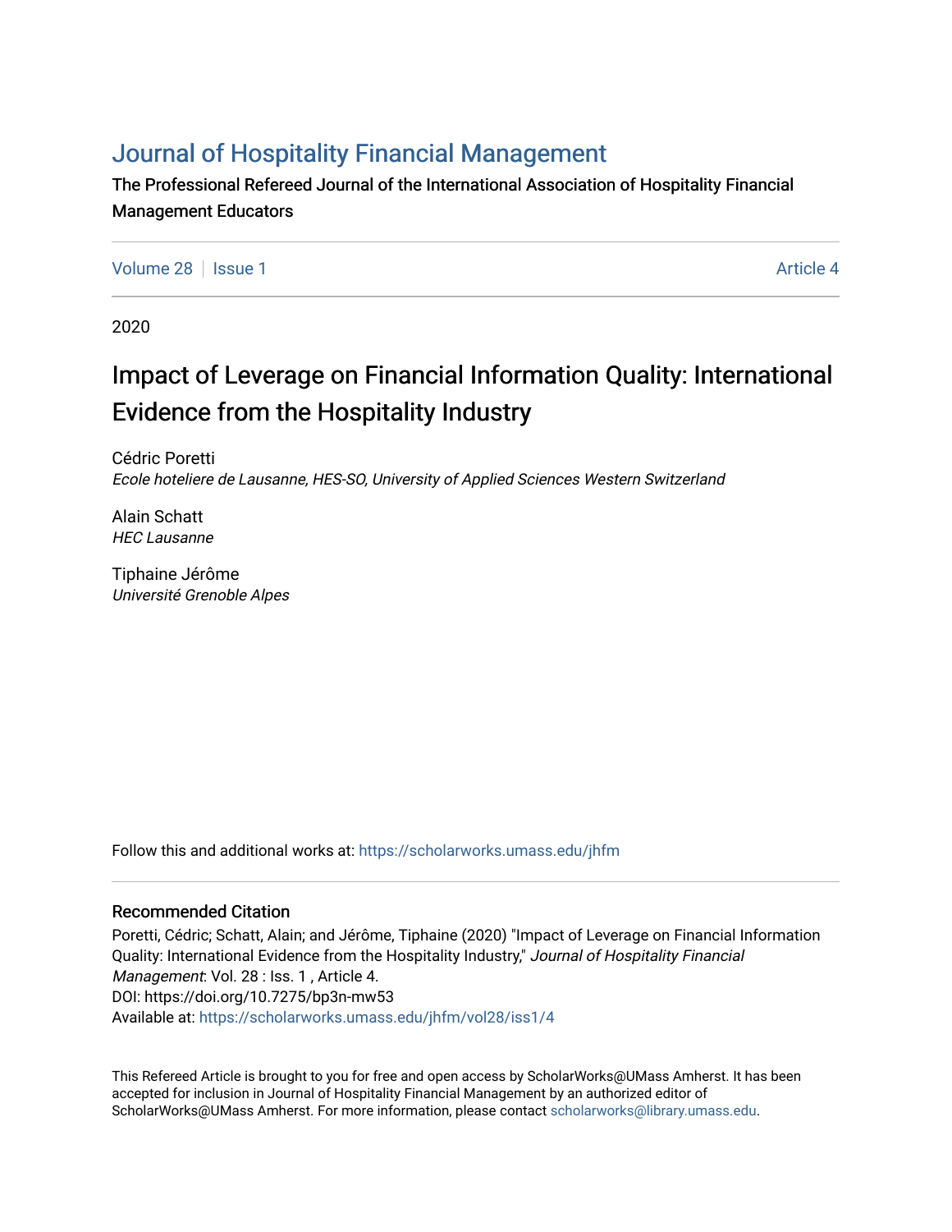# Journal of Hospitality Financial Management

The Professional Refereed Journal of the International Association of Hospitality Financial Management Educators

Volume 28 | Issue 1 Article 4

2020

## Impact of Leverage on Financial Information Quality: International Evidence from the Hospitality Industry

Cédric Poretti
*Ecole hoteliere de Lausanne, HES-SO, University of Applied Sciences Western Switzerland*

Alain Schatt
*HEC Lausanne*

Tiphaine Jérôme
*Université Grenoble Alpes*

Follow this and additional works at: https://scholarworks.umass.edu/jhfm

### Recommended Citation

Poretti, Cédric; Schatt, Alain; and Jérôme, Tiphaine (2020) "Impact of Leverage on Financial Information Quality: International Evidence from the Hospitality Industry," *Journal of Hospitality Financial Management*: Vol. 28 : Iss. 1 , Article 4.
DOI: https://doi.org/10.7275/bp3n-mw53
Available at: https://scholarworks.umass.edu/jhfm/vol28/iss1/4

This Refereed Article is brought to you for free and open access by ScholarWorks@UMass Amherst. It has been accepted for inclusion in Journal of Hospitality Financial Management by an authorized editor of ScholarWorks@UMass Amherst. For more information, please contact scholarworks@library.umass.edu.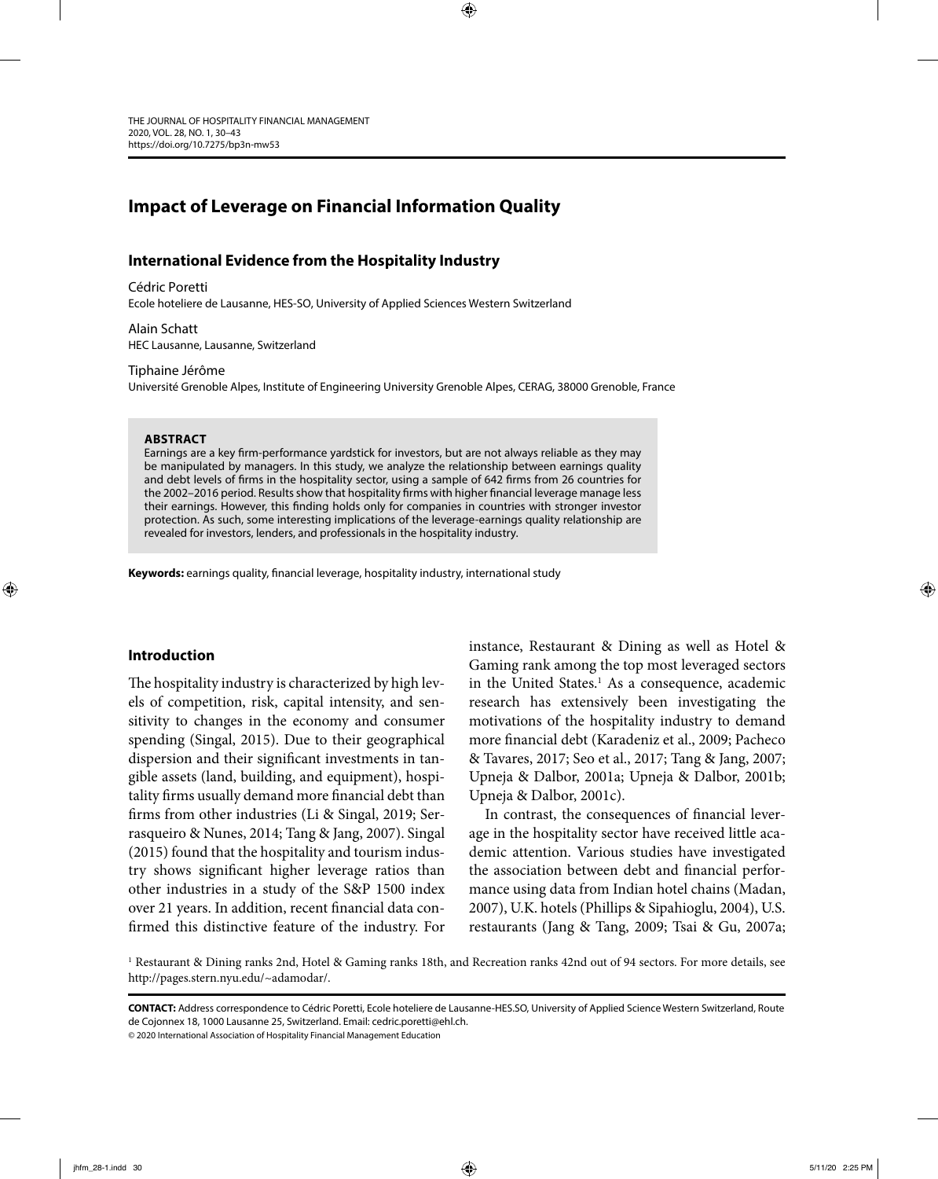# Impact of Leverage on Financial Information Quality

## International Evidence from the Hospitality Industry

Cédric Poretti
Ecole hoteliere de Lausanne, HES-SO, University of Applied Sciences Western Switzerland

Alain Schatt
HEC Lausanne, Lausanne, Switzerland

Tiphaine Jérôme
Université Grenoble Alpes, Institute of Engineering University Grenoble Alpes, CERAG, 38000 Grenoble, France

**ABSTRACT**

Earnings are a key firm-performance yardstick for investors, but are not always reliable as they may be manipulated by managers. In this study, we analyze the relationship between earnings quality and debt levels of firms in the hospitality sector, using a sample of 642 firms from 26 countries for the 2002–2016 period. Results show that hospitality firms with higher financial leverage manage less their earnings. However, this finding holds only for companies in countries with stronger investor protection. As such, some interesting implications of the leverage-earnings quality relationship are revealed for investors, lenders, and professionals in the hospitality industry.

**Keywords:** earnings quality, financial leverage, hospitality industry, international study

## Introduction

The hospitality industry is characterized by high levels of competition, risk, capital intensity, and sensitivity to changes in the economy and consumer spending (Singal, 2015). Due to their geographical dispersion and their significant investments in tangible assets (land, building, and equipment), hospitality firms usually demand more financial debt than firms from other industries (Li & Singal, 2019; Serrasqueiro & Nunes, 2014; Tang & Jang, 2007). Singal (2015) found that the hospitality and tourism industry shows significant higher leverage ratios than other industries in a study of the S&P 1500 index over 21 years. In addition, recent financial data confirmed this distinctive feature of the industry. For instance, Restaurant & Dining as well as Hotel & Gaming rank among the top most leveraged sectors in the United States.[1] As a consequence, academic research has extensively been investigating the motivations of the hospitality industry to demand more financial debt (Karadeniz et al., 2009; Pacheco & Tavares, 2017; Seo et al., 2017; Tang & Jang, 2007; Upneja & Dalbor, 2001a; Upneja & Dalbor, 2001b; Upneja & Dalbor, 2001c).

In contrast, the consequences of financial leverage in the hospitality sector have received little academic attention. Various studies have investigated the association between debt and financial performance using data from Indian hotel chains (Madan, 2007), U.K. hotels (Phillips & Sipahioglu, 2004), U.S. restaurants (Jang & Tang, 2009; Tsai & Gu, 2007a;

[1] Restaurant & Dining ranks 2nd, Hotel & Gaming ranks 18th, and Recreation ranks 42nd out of 94 sectors. For more details, see http://pages.stern.nyu.edu/~adamodar/.

**CONTACT:** Address correspondence to Cédric Poretti, Ecole hoteliere de Lausanne-HES.SO, University of Applied Science Western Switzerland, Route de Cojonnex 18, 1000 Lausanne 25, Switzerland. Email: cedric.poretti@ehl.ch.

© 2020 International Association of Hospitality Financial Management Education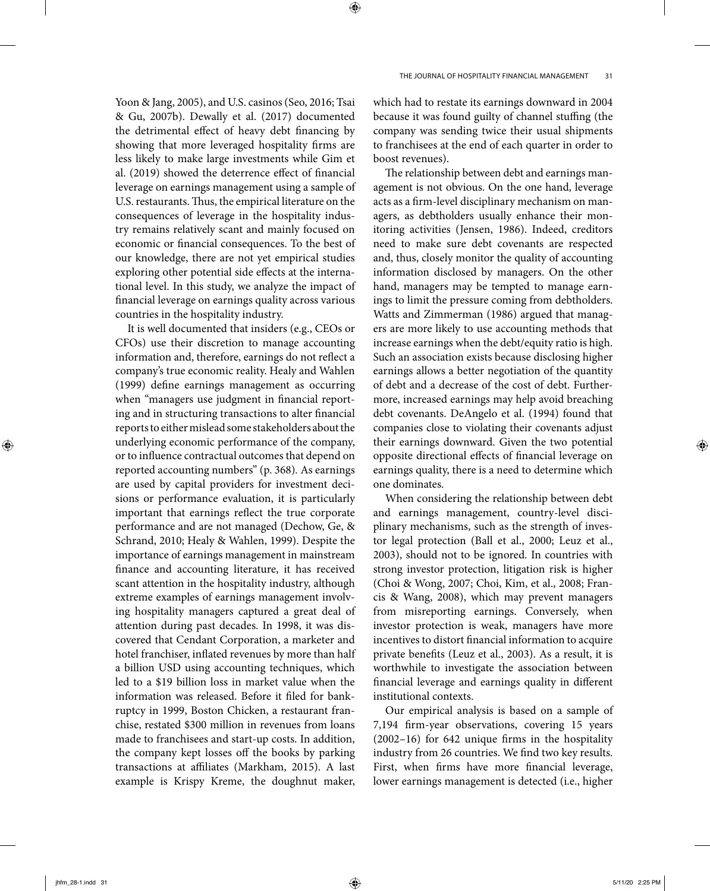Yoon & Jang, 2005), and U.S. casinos (Seo, 2016; Tsai & Gu, 2007b). Dewally et al. (2017) documented the detrimental effect of heavy debt financing by showing that more leveraged hospitality firms are less likely to make large investments while Gim et al. (2019) showed the deterrence effect of financial leverage on earnings management using a sample of U.S. restaurants. Thus, the empirical literature on the consequences of leverage in the hospitality industry remains relatively scant and mainly focused on economic or financial consequences. To the best of our knowledge, there are not yet empirical studies exploring other potential side effects at the international level. In this study, we analyze the impact of financial leverage on earnings quality across various countries in the hospitality industry.

It is well documented that insiders (e.g., CEOs or CFOs) use their discretion to manage accounting information and, therefore, earnings do not reflect a company's true economic reality. Healy and Wahlen (1999) define earnings management as occurring when "managers use judgment in financial reporting and in structuring transactions to alter financial reports to either mislead some stakeholders about the underlying economic performance of the company, or to influence contractual outcomes that depend on reported accounting numbers" (p. 368). As earnings are used by capital providers for investment decisions or performance evaluation, it is particularly important that earnings reflect the true corporate performance and are not managed (Dechow, Ge, & Schrand, 2010; Healy & Wahlen, 1999). Despite the importance of earnings management in mainstream finance and accounting literature, it has received scant attention in the hospitality industry, although extreme examples of earnings management involving hospitality managers captured a great deal of attention during past decades. In 1998, it was discovered that Cendant Corporation, a marketer and hotel franchiser, inflated revenues by more than half a billion USD using accounting techniques, which led to a \$19 billion loss in market value when the information was released. Before it filed for bankruptcy in 1999, Boston Chicken, a restaurant franchise, restated \$300 million in revenues from loans made to franchisees and start-up costs. In addition, the company kept losses off the books by parking transactions at affiliates (Markham, 2015). A last example is Krispy Kreme, the doughnut maker, which had to restate its earnings downward in 2004 because it was found guilty of channel stuffing (the company was sending twice their usual shipments to franchisees at the end of each quarter in order to boost revenues).

The relationship between debt and earnings management is not obvious. On the one hand, leverage acts as a firm-level disciplinary mechanism on managers, as debtholders usually enhance their monitoring activities (Jensen, 1986). Indeed, creditors need to make sure debt covenants are respected and, thus, closely monitor the quality of accounting information disclosed by managers. On the other hand, managers may be tempted to manage earnings to limit the pressure coming from debtholders. Watts and Zimmerman (1986) argued that managers are more likely to use accounting methods that increase earnings when the debt/equity ratio is high. Such an association exists because disclosing higher earnings allows a better negotiation of the quantity of debt and a decrease of the cost of debt. Furthermore, increased earnings may help avoid breaching debt covenants. DeAngelo et al. (1994) found that companies close to violating their covenants adjust their earnings downward. Given the two potential opposite directional effects of financial leverage on earnings quality, there is a need to determine which one dominates.

When considering the relationship between debt and earnings management, country-level disciplinary mechanisms, such as the strength of investor legal protection (Ball et al., 2000; Leuz et al., 2003), should not to be ignored. In countries with strong investor protection, litigation risk is higher (Choi & Wong, 2007; Choi, Kim, et al., 2008; Francis & Wang, 2008), which may prevent managers from misreporting earnings. Conversely, when investor protection is weak, managers have more incentives to distort financial information to acquire private benefits (Leuz et al., 2003). As a result, it is worthwhile to investigate the association between financial leverage and earnings quality in different institutional contexts.

Our empirical analysis is based on a sample of 7,194 firm-year observations, covering 15 years (2002–16) for 642 unique firms in the hospitality industry from 26 countries. We find two key results. First, when firms have more financial leverage, lower earnings management is detected (i.e., higher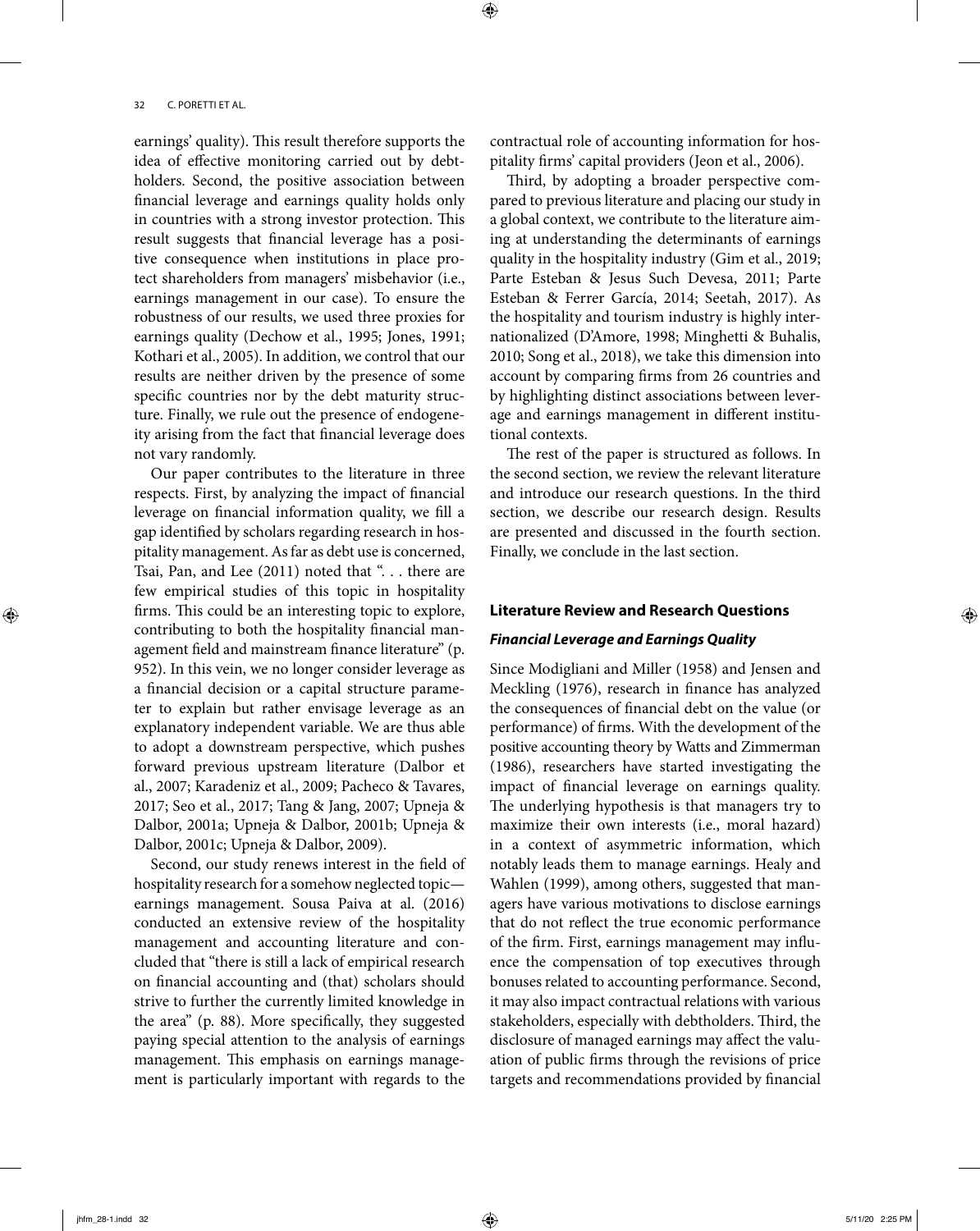earnings' quality). This result therefore supports the idea of effective monitoring carried out by debtholders. Second, the positive association between financial leverage and earnings quality holds only in countries with a strong investor protection. This result suggests that financial leverage has a positive consequence when institutions in place protect shareholders from managers' misbehavior (i.e., earnings management in our case). To ensure the robustness of our results, we used three proxies for earnings quality (Dechow et al., 1995; Jones, 1991; Kothari et al., 2005). In addition, we control that our results are neither driven by the presence of some specific countries nor by the debt maturity structure. Finally, we rule out the presence of endogeneity arising from the fact that financial leverage does not vary randomly.

Our paper contributes to the literature in three respects. First, by analyzing the impact of financial leverage on financial information quality, we fill a gap identified by scholars regarding research in hospitality management. As far as debt use is concerned, Tsai, Pan, and Lee (2011) noted that ". . . there are few empirical studies of this topic in hospitality firms. This could be an interesting topic to explore, contributing to both the hospitality financial management field and mainstream finance literature" (p. 952). In this vein, we no longer consider leverage as a financial decision or a capital structure parameter to explain but rather envisage leverage as an explanatory independent variable. We are thus able to adopt a downstream perspective, which pushes forward previous upstream literature (Dalbor et al., 2007; Karadeniz et al., 2009; Pacheco & Tavares, 2017; Seo et al., 2017; Tang & Jang, 2007; Upneja & Dalbor, 2001a; Upneja & Dalbor, 2001b; Upneja & Dalbor, 2001c; Upneja & Dalbor, 2009).

Second, our study renews interest in the field of hospitality research for a somehow neglected topic—earnings management. Sousa Paiva at al. (2016) conducted an extensive review of the hospitality management and accounting literature and concluded that "there is still a lack of empirical research on financial accounting and (that) scholars should strive to further the currently limited knowledge in the area" (p. 88). More specifically, they suggested paying special attention to the analysis of earnings management. This emphasis on earnings management is particularly important with regards to the contractual role of accounting information for hospitality firms' capital providers (Jeon et al., 2006).

Third, by adopting a broader perspective compared to previous literature and placing our study in a global context, we contribute to the literature aiming at understanding the determinants of earnings quality in the hospitality industry (Gim et al., 2019; Parte Esteban & Jesus Such Devesa, 2011; Parte Esteban & Ferrer García, 2014; Seetah, 2017). As the hospitality and tourism industry is highly internationalized (D'Amore, 1998; Minghetti & Buhalis, 2010; Song et al., 2018), we take this dimension into account by comparing firms from 26 countries and by highlighting distinct associations between leverage and earnings management in different institutional contexts.

The rest of the paper is structured as follows. In the second section, we review the relevant literature and introduce our research questions. In the third section, we describe our research design. Results are presented and discussed in the fourth section. Finally, we conclude in the last section.

## Literature Review and Research Questions

### *Financial Leverage and Earnings Quality*

Since Modigliani and Miller (1958) and Jensen and Meckling (1976), research in finance has analyzed the consequences of financial debt on the value (or performance) of firms. With the development of the positive accounting theory by Watts and Zimmerman (1986), researchers have started investigating the impact of financial leverage on earnings quality. The underlying hypothesis is that managers try to maximize their own interests (i.e., moral hazard) in a context of asymmetric information, which notably leads them to manage earnings. Healy and Wahlen (1999), among others, suggested that managers have various motivations to disclose earnings that do not reflect the true economic performance of the firm. First, earnings management may influence the compensation of top executives through bonuses related to accounting performance. Second, it may also impact contractual relations with various stakeholders, especially with debtholders. Third, the disclosure of managed earnings may affect the valuation of public firms through the revisions of price targets and recommendations provided by financial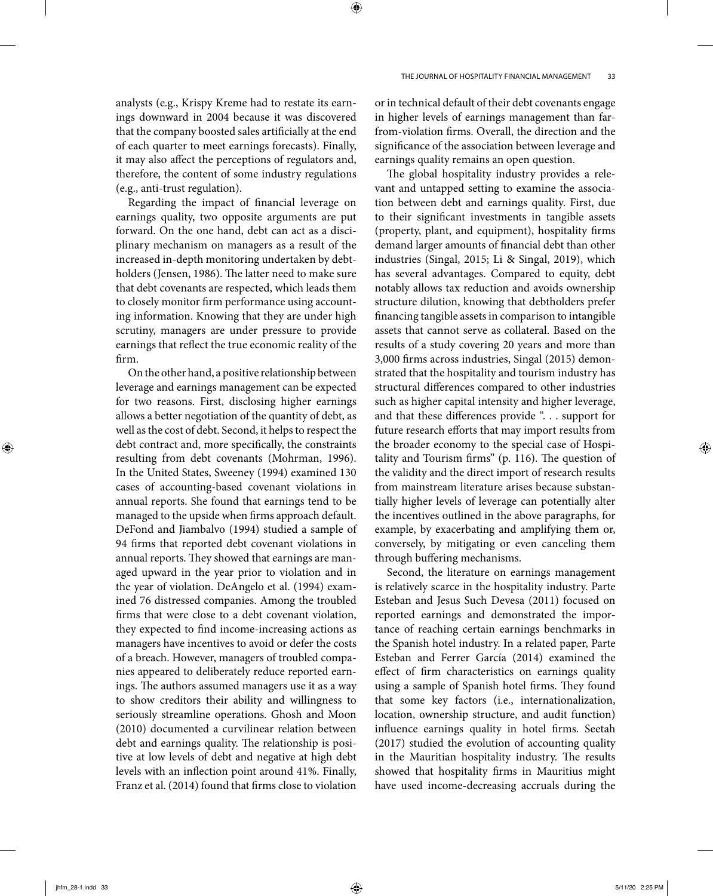analysts (e.g., Krispy Kreme had to restate its earnings downward in 2004 because it was discovered that the company boosted sales artificially at the end of each quarter to meet earnings forecasts). Finally, it may also affect the perceptions of regulators and, therefore, the content of some industry regulations (e.g., anti-trust regulation).

Regarding the impact of financial leverage on earnings quality, two opposite arguments are put forward. On the one hand, debt can act as a disciplinary mechanism on managers as a result of the increased in-depth monitoring undertaken by debtholders (Jensen, 1986). The latter need to make sure that debt covenants are respected, which leads them to closely monitor firm performance using accounting information. Knowing that they are under high scrutiny, managers are under pressure to provide earnings that reflect the true economic reality of the firm.

On the other hand, a positive relationship between leverage and earnings management can be expected for two reasons. First, disclosing higher earnings allows a better negotiation of the quantity of debt, as well as the cost of debt. Second, it helps to respect the debt contract and, more specifically, the constraints resulting from debt covenants (Mohrman, 1996). In the United States, Sweeney (1994) examined 130 cases of accounting-based covenant violations in annual reports. She found that earnings tend to be managed to the upside when firms approach default. DeFond and Jiambalvo (1994) studied a sample of 94 firms that reported debt covenant violations in annual reports. They showed that earnings are managed upward in the year prior to violation and in the year of violation. DeAngelo et al. (1994) examined 76 distressed companies. Among the troubled firms that were close to a debt covenant violation, they expected to find income-increasing actions as managers have incentives to avoid or defer the costs of a breach. However, managers of troubled companies appeared to deliberately reduce reported earnings. The authors assumed managers use it as a way to show creditors their ability and willingness to seriously streamline operations. Ghosh and Moon (2010) documented a curvilinear relation between debt and earnings quality. The relationship is positive at low levels of debt and negative at high debt levels with an inflection point around 41%. Finally, Franz et al. (2014) found that firms close to violation or in technical default of their debt covenants engage in higher levels of earnings management than far-from-violation firms. Overall, the direction and the significance of the association between leverage and earnings quality remains an open question.

The global hospitality industry provides a relevant and untapped setting to examine the association between debt and earnings quality. First, due to their significant investments in tangible assets (property, plant, and equipment), hospitality firms demand larger amounts of financial debt than other industries (Singal, 2015; Li & Singal, 2019), which has several advantages. Compared to equity, debt notably allows tax reduction and avoids ownership structure dilution, knowing that debtholders prefer financing tangible assets in comparison to intangible assets that cannot serve as collateral. Based on the results of a study covering 20 years and more than 3,000 firms across industries, Singal (2015) demonstrated that the hospitality and tourism industry has structural differences compared to other industries such as higher capital intensity and higher leverage, and that these differences provide ". . . support for future research efforts that may import results from the broader economy to the special case of Hospitality and Tourism firms" (p. 116). The question of the validity and the direct import of research results from mainstream literature arises because substantially higher levels of leverage can potentially alter the incentives outlined in the above paragraphs, for example, by exacerbating and amplifying them or, conversely, by mitigating or even canceling them through buffering mechanisms.

Second, the literature on earnings management is relatively scarce in the hospitality industry. Parte Esteban and Jesus Such Devesa (2011) focused on reported earnings and demonstrated the importance of reaching certain earnings benchmarks in the Spanish hotel industry. In a related paper, Parte Esteban and Ferrer García (2014) examined the effect of firm characteristics on earnings quality using a sample of Spanish hotel firms. They found that some key factors (i.e., internationalization, location, ownership structure, and audit function) influence earnings quality in hotel firms. Seetah (2017) studied the evolution of accounting quality in the Mauritian hospitality industry. The results showed that hospitality firms in Mauritius might have used income-decreasing accruals during the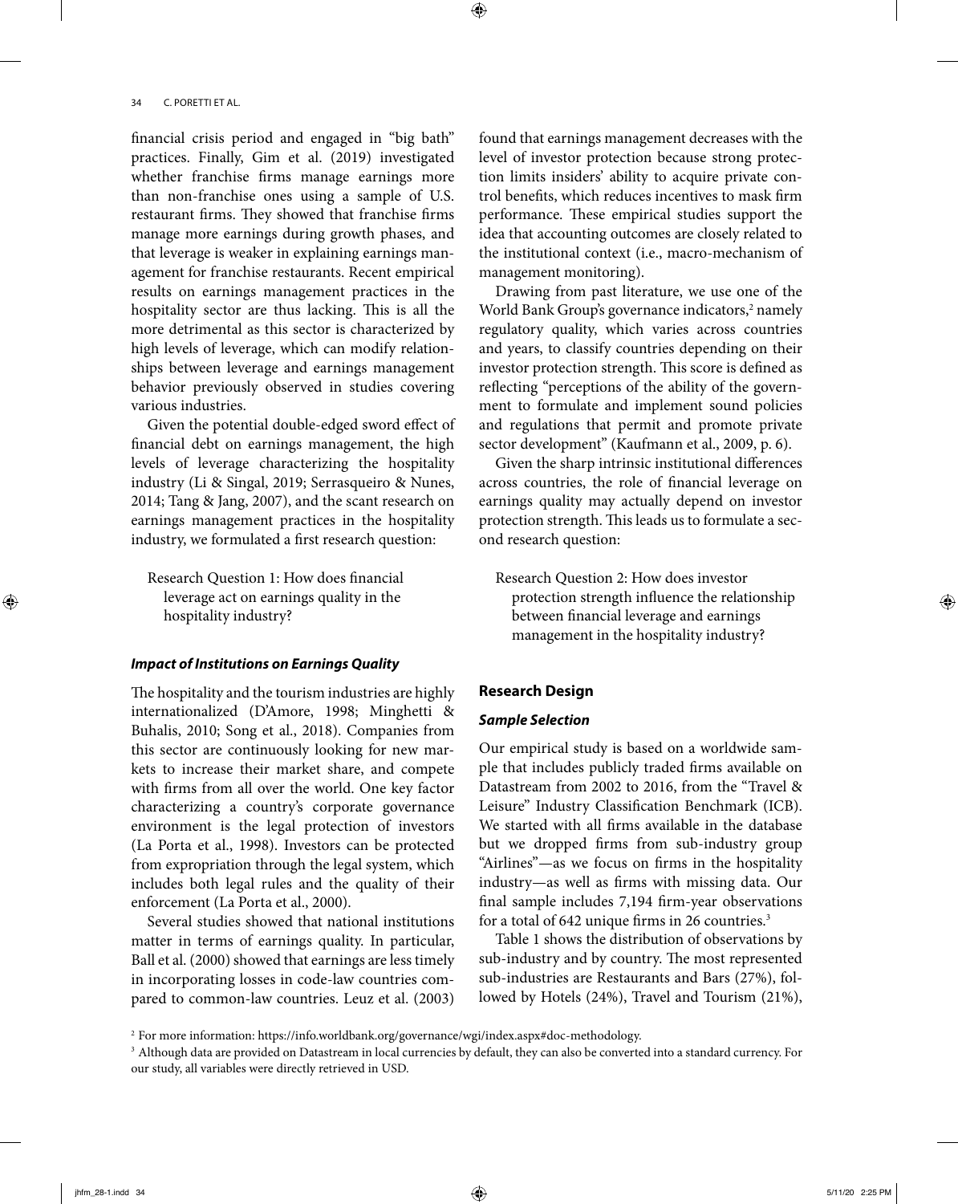financial crisis period and engaged in "big bath" practices. Finally, Gim et al. (2019) investigated whether franchise firms manage earnings more than non-franchise ones using a sample of U.S. restaurant firms. They showed that franchise firms manage more earnings during growth phases, and that leverage is weaker in explaining earnings management for franchise restaurants. Recent empirical results on earnings management practices in the hospitality sector are thus lacking. This is all the more detrimental as this sector is characterized by high levels of leverage, which can modify relationships between leverage and earnings management behavior previously observed in studies covering various industries.

Given the potential double-edged sword effect of financial debt on earnings management, the high levels of leverage characterizing the hospitality industry (Li & Singal, 2019; Serrasqueiro & Nunes, 2014; Tang & Jang, 2007), and the scant research on earnings management practices in the hospitality industry, we formulated a first research question:

> Research Question 1: How does financial leverage act on earnings quality in the hospitality industry?

### *Impact of Institutions on Earnings Quality*

The hospitality and the tourism industries are highly internationalized (D'Amore, 1998; Minghetti & Buhalis, 2010; Song et al., 2018). Companies from this sector are continuously looking for new markets to increase their market share, and compete with firms from all over the world. One key factor characterizing a country's corporate governance environment is the legal protection of investors (La Porta et al., 1998). Investors can be protected from expropriation through the legal system, which includes both legal rules and the quality of their enforcement (La Porta et al., 2000).

Several studies showed that national institutions matter in terms of earnings quality. In particular, Ball et al. (2000) showed that earnings are less timely in incorporating losses in code-law countries compared to common-law countries. Leuz et al. (2003) found that earnings management decreases with the level of investor protection because strong protection limits insiders' ability to acquire private control benefits, which reduces incentives to mask firm performance. These empirical studies support the idea that accounting outcomes are closely related to the institutional context (i.e., macro-mechanism of management monitoring).

Drawing from past literature, we use one of the World Bank Group's governance indicators,[2] namely regulatory quality, which varies across countries and years, to classify countries depending on their investor protection strength. This score is defined as reflecting "perceptions of the ability of the government to formulate and implement sound policies and regulations that permit and promote private sector development" (Kaufmann et al., 2009, p. 6).

Given the sharp intrinsic institutional differences across countries, the role of financial leverage on earnings quality may actually depend on investor protection strength. This leads us to formulate a second research question:

> Research Question 2: How does investor protection strength influence the relationship between financial leverage and earnings management in the hospitality industry?

## Research Design

### *Sample Selection*

Our empirical study is based on a worldwide sample that includes publicly traded firms available on Datastream from 2002 to 2016, from the "Travel & Leisure" Industry Classification Benchmark (ICB). We started with all firms available in the database but we dropped firms from sub-industry group "Airlines"—as we focus on firms in the hospitality industry—as well as firms with missing data. Our final sample includes 7,194 firm-year observations for a total of 642 unique firms in 26 countries.[3]

Table 1 shows the distribution of observations by sub-industry and by country. The most represented sub-industries are Restaurants and Bars (27%), followed by Hotels (24%), Travel and Tourism (21%),

[2] For more information: https://info.worldbank.org/governance/wgi/index.aspx#doc-methodology.

[3] Although data are provided on Datastream in local currencies by default, they can also be converted into a standard currency. For our study, all variables were directly retrieved in USD.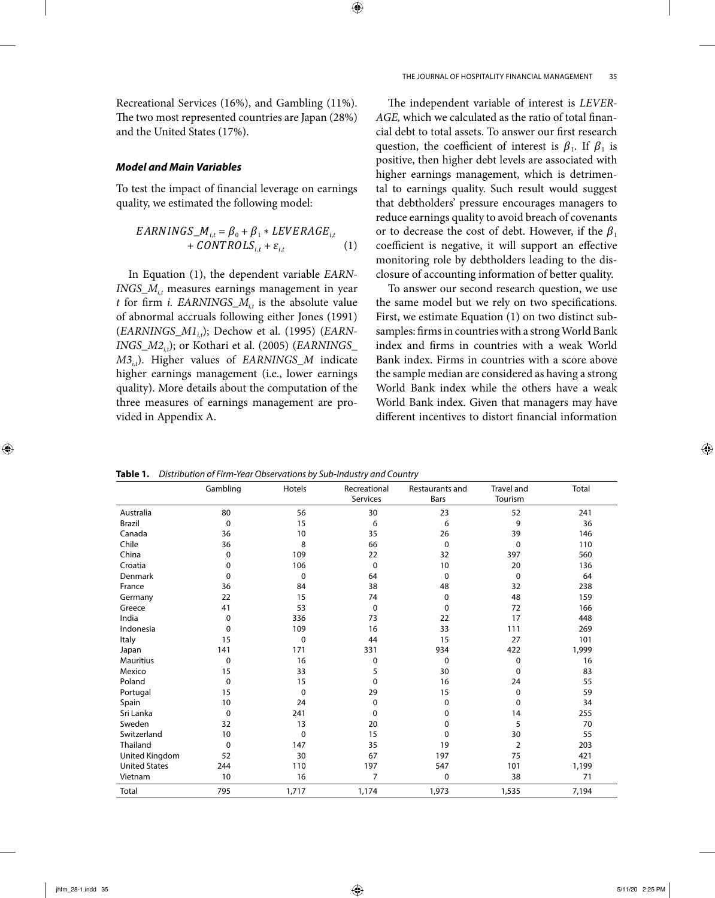Recreational Services (16%), and Gambling (11%). The two most represented countries are Japan (28%) and the United States (17%).

### Model and Main Variables

To test the impact of financial leverage on earnings quality, we estimated the following model:

$$EARNINGS\_M_{i,t} = \beta_0 + \beta_1 * LEVERAGE_{i,t} + CONTROLS_{i,t} + \varepsilon_{i,t} \qquad (1)$$

In Equation (1), the dependent variable $EARNINGS\_M_{i,t}$ measures earnings management in year $t$ for firm $i$. $EARNINGS\_M_{i,t}$ is the absolute value of abnormal accruals following either Jones (1991) ($EARNINGS\_M1_{i,t}$); Dechow et al. (1995) ($EARNINGS\_M2_{i,t}$); or Kothari et al. (2005) ($EARNINGS\_M3_{i,t}$). Higher values of $EARNINGS\_M$ indicate higher earnings management (i.e., lower earnings quality). More details about the computation of the three measures of earnings management are provided in Appendix A.

The independent variable of interest is *LEVERAGE,* which we calculated as the ratio of total financial debt to total assets. To answer our first research question, the coefficient of interest is $\beta_1$. If $\beta_1$ is positive, then higher debt levels are associated with higher earnings management, which is detrimental to earnings quality. Such result would suggest that debtholders' pressure encourages managers to reduce earnings quality to avoid breach of covenants or to decrease the cost of debt. However, if the $\beta_1$ coefficient is negative, it will support an effective monitoring role by debtholders leading to the disclosure of accounting information of better quality.

To answer our second research question, we use the same model but we rely on two specifications. First, we estimate Equation (1) on two distinct subsamples: firms in countries with a strong World Bank index and firms in countries with a weak World Bank index. Firms in countries with a score above the sample median are considered as having a strong World Bank index while the others have a weak World Bank index. Given that managers may have different incentives to distort financial information

**Table 1.** *Distribution of Firm-Year Observations by Sub-Industry and Country*

| | Gambling | Hotels | Recreational Services | Restaurants and Bars | Travel and Tourism | Total |
|---|---|---|---|---|---|---|
| Australia | 80 | 56 | 30 | 23 | 52 | 241 |
| Brazil | 0 | 15 | 6 | 6 | 9 | 36 |
| Canada | 36 | 10 | 35 | 26 | 39 | 146 |
| Chile | 36 | 8 | 66 | 0 | 0 | 110 |
| China | 0 | 109 | 22 | 32 | 397 | 560 |
| Croatia | 0 | 106 | 0 | 10 | 20 | 136 |
| Denmark | 0 | 0 | 64 | 0 | 0 | 64 |
| France | 36 | 84 | 38 | 48 | 32 | 238 |
| Germany | 22 | 15 | 74 | 0 | 48 | 159 |
| Greece | 41 | 53 | 0 | 0 | 72 | 166 |
| India | 0 | 336 | 73 | 22 | 17 | 448 |
| Indonesia | 0 | 109 | 16 | 33 | 111 | 269 |
| Italy | 15 | 0 | 44 | 15 | 27 | 101 |
| Japan | 141 | 171 | 331 | 934 | 422 | 1,999 |
| Mauritius | 0 | 16 | 0 | 0 | 0 | 16 |
| Mexico | 15 | 33 | 5 | 30 | 0 | 83 |
| Poland | 0 | 15 | 0 | 16 | 24 | 55 |
| Portugal | 15 | 0 | 29 | 15 | 0 | 59 |
| Spain | 10 | 24 | 0 | 0 | 0 | 34 |
| Sri Lanka | 0 | 241 | 0 | 0 | 14 | 255 |
| Sweden | 32 | 13 | 20 | 0 | 5 | 70 |
| Switzerland | 10 | 0 | 15 | 0 | 30 | 55 |
| Thailand | 0 | 147 | 35 | 19 | 2 | 203 |
| United Kingdom | 52 | 30 | 67 | 197 | 75 | 421 |
| United States | 244 | 110 | 197 | 547 | 101 | 1,199 |
| Vietnam | 10 | 16 | 7 | 0 | 38 | 71 |
| Total | 795 | 1,717 | 1,174 | 1,973 | 1,535 | 7,194 |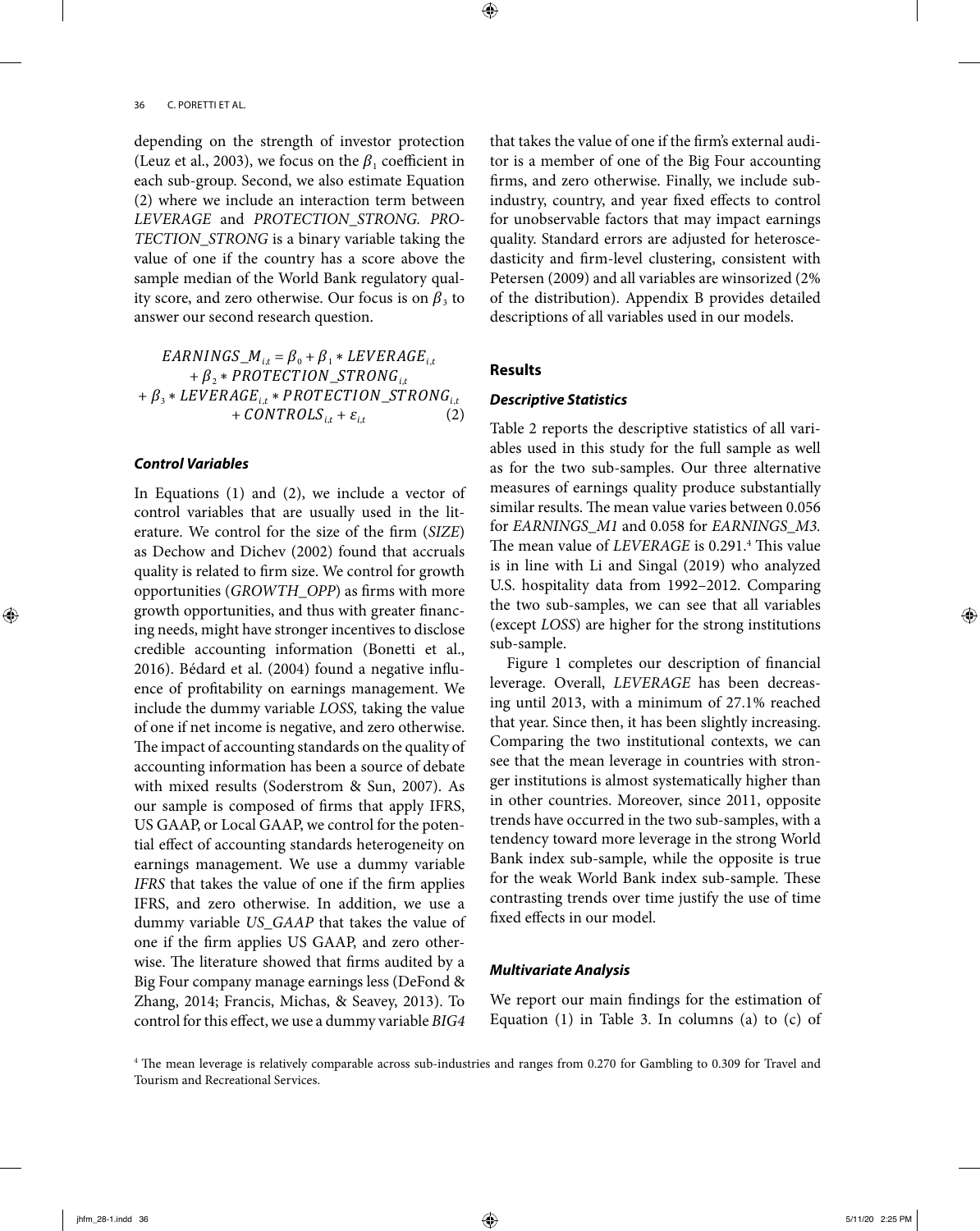depending on the strength of investor protection (Leuz et al., 2003), we focus on the $\beta_1$ coefficient in each sub-group. Second, we also estimate Equation (2) where we include an interaction term between *LEVERAGE* and *PROTECTION_STRONG*. *PROTECTION_STRONG* is a binary variable taking the value of one if the country has a score above the sample median of the World Bank regulatory quality score, and zero otherwise. Our focus is on $\beta_3$ to answer our second research question.

$$EARNINGS\_M_{i,t} = \beta_0 + \beta_1 * LEVERAGE_{i,t} + \beta_2 * PROTECTION\_STRONG_{i,t} + \beta_3 * LEVERAGE_{i,t} * PROTECTION\_STRONG_{i,t} + CONTROLS_{i,t} + \varepsilon_{i,t} \quad (2)$$

### *Control Variables*

In Equations (1) and (2), we include a vector of control variables that are usually used in the literature. We control for the size of the firm (*SIZE*) as Dechow and Dichev (2002) found that accruals quality is related to firm size. We control for growth opportunities (*GROWTH_OPP*) as firms with more growth opportunities, and thus with greater financing needs, might have stronger incentives to disclose credible accounting information (Bonetti et al., 2016). Bédard et al. (2004) found a negative influence of profitability on earnings management. We include the dummy variable *LOSS,* taking the value of one if net income is negative, and zero otherwise. The impact of accounting standards on the quality of accounting information has been a source of debate with mixed results (Soderstrom & Sun, 2007). As our sample is composed of firms that apply IFRS, US GAAP, or Local GAAP, we control for the potential effect of accounting standards heterogeneity on earnings management. We use a dummy variable *IFRS* that takes the value of one if the firm applies IFRS, and zero otherwise. In addition, we use a dummy variable *US_GAAP* that takes the value of one if the firm applies US GAAP, and zero otherwise. The literature showed that firms audited by a Big Four company manage earnings less (DeFond & Zhang, 2014; Francis, Michas, & Seavey, 2013). To control for this effect, we use a dummy variable *BIG4* that takes the value of one if the firm's external auditor is a member of one of the Big Four accounting firms, and zero otherwise. Finally, we include sub-industry, country, and year fixed effects to control for unobservable factors that may impact earnings quality. Standard errors are adjusted for heteroscedasticity and firm-level clustering, consistent with Petersen (2009) and all variables are winsorized (2% of the distribution). Appendix B provides detailed descriptions of all variables used in our models.

## Results

### *Descriptive Statistics*

Table 2 reports the descriptive statistics of all variables used in this study for the full sample as well as for the two sub-samples. Our three alternative measures of earnings quality produce substantially similar results. The mean value varies between 0.056 for *EARNINGS_M1* and 0.058 for *EARNINGS_M3.* The mean value of *LEVERAGE* is 0.291.[4] This value is in line with Li and Singal (2019) who analyzed U.S. hospitality data from 1992–2012. Comparing the two sub-samples, we can see that all variables (except *LOSS*) are higher for the strong institutions sub-sample.

Figure 1 completes our description of financial leverage. Overall, *LEVERAGE* has been decreasing until 2013, with a minimum of 27.1% reached that year. Since then, it has been slightly increasing. Comparing the two institutional contexts, we can see that the mean leverage in countries with stronger institutions is almost systematically higher than in other countries. Moreover, since 2011, opposite trends have occurred in the two sub-samples, with a tendency toward more leverage in the strong World Bank index sub-sample, while the opposite is true for the weak World Bank index sub-sample. These contrasting trends over time justify the use of time fixed effects in our model.

### *Multivariate Analysis*

We report our main findings for the estimation of Equation (1) in Table 3. In columns (a) to (c) of

[4] The mean leverage is relatively comparable across sub-industries and ranges from 0.270 for Gambling to 0.309 for Travel and Tourism and Recreational Services.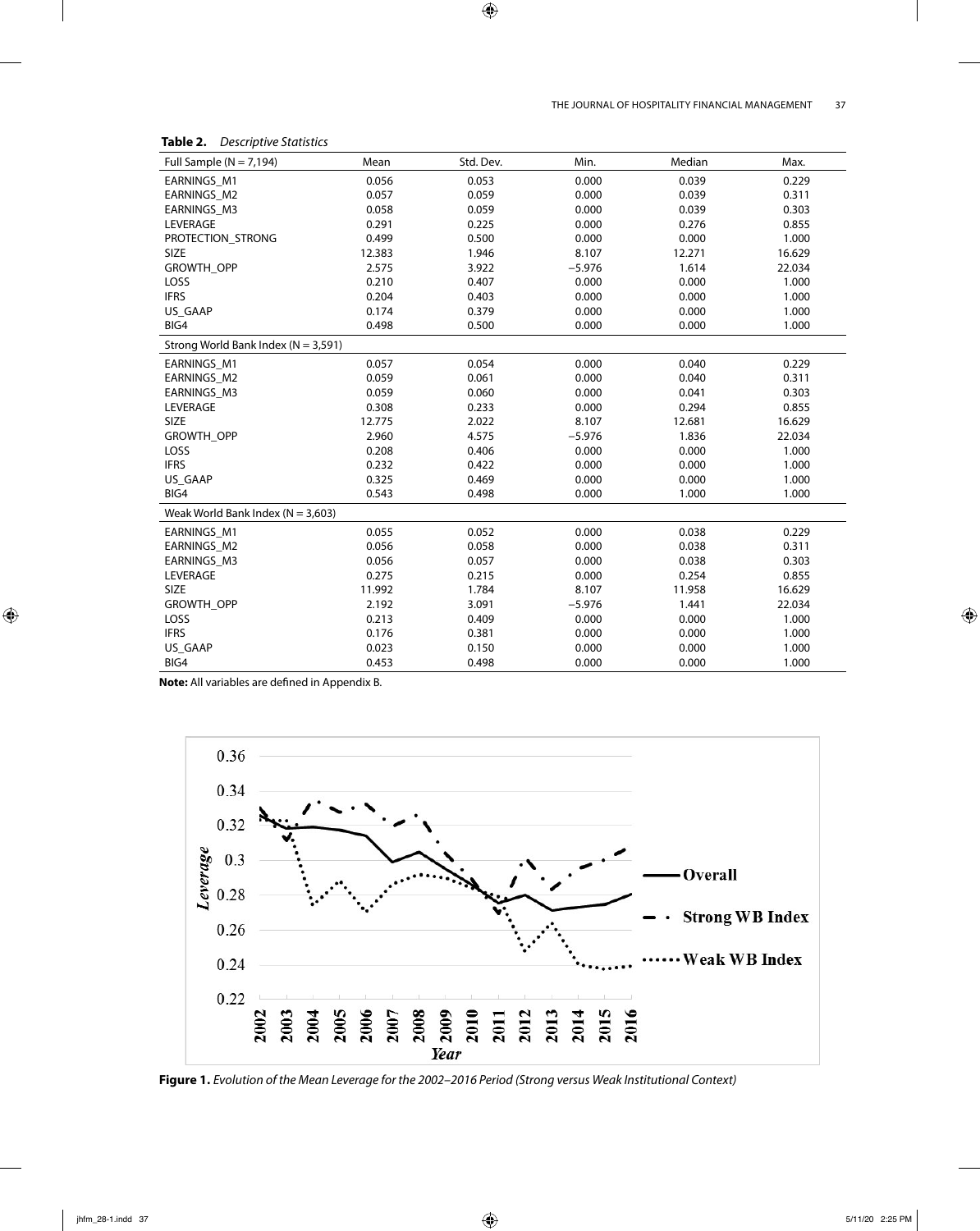**Table 2.** *Descriptive Statistics*

| Full Sample (N = 7,194) | Mean | Std. Dev. | Min. | Median | Max. |
|---|---|---|---|---|---|
| EARNINGS_M1 | 0.056 | 0.053 | 0.000 | 0.039 | 0.229 |
| EARNINGS_M2 | 0.057 | 0.059 | 0.000 | 0.039 | 0.311 |
| EARNINGS_M3 | 0.058 | 0.059 | 0.000 | 0.039 | 0.303 |
| LEVERAGE | 0.291 | 0.225 | 0.000 | 0.276 | 0.855 |
| PROTECTION_STRONG | 0.499 | 0.500 | 0.000 | 0.000 | 1.000 |
| SIZE | 12.383 | 1.946 | 8.107 | 12.271 | 16.629 |
| GROWTH_OPP | 2.575 | 3.922 | −5.976 | 1.614 | 22.034 |
| LOSS | 0.210 | 0.407 | 0.000 | 0.000 | 1.000 |
| IFRS | 0.204 | 0.403 | 0.000 | 0.000 | 1.000 |
| US_GAAP | 0.174 | 0.379 | 0.000 | 0.000 | 1.000 |
| BIG4 | 0.498 | 0.500 | 0.000 | 0.000 | 1.000 |
| **Strong World Bank Index (N = 3,591)** | | | | | |
| EARNINGS_M1 | 0.057 | 0.054 | 0.000 | 0.040 | 0.229 |
| EARNINGS_M2 | 0.059 | 0.061 | 0.000 | 0.040 | 0.311 |
| EARNINGS_M3 | 0.059 | 0.060 | 0.000 | 0.041 | 0.303 |
| LEVERAGE | 0.308 | 0.233 | 0.000 | 0.294 | 0.855 |
| SIZE | 12.775 | 2.022 | 8.107 | 12.681 | 16.629 |
| GROWTH_OPP | 2.960 | 4.575 | −5.976 | 1.836 | 22.034 |
| LOSS | 0.208 | 0.406 | 0.000 | 0.000 | 1.000 |
| IFRS | 0.232 | 0.422 | 0.000 | 0.000 | 1.000 |
| US_GAAP | 0.325 | 0.469 | 0.000 | 0.000 | 1.000 |
| BIG4 | 0.543 | 0.498 | 0.000 | 1.000 | 1.000 |
| **Weak World Bank Index (N = 3,603)** | | | | | |
| EARNINGS_M1 | 0.055 | 0.052 | 0.000 | 0.038 | 0.229 |
| EARNINGS_M2 | 0.056 | 0.058 | 0.000 | 0.038 | 0.311 |
| EARNINGS_M3 | 0.056 | 0.057 | 0.000 | 0.038 | 0.303 |
| LEVERAGE | 0.275 | 0.215 | 0.000 | 0.254 | 0.855 |
| SIZE | 11.992 | 1.784 | 8.107 | 11.958 | 16.629 |
| GROWTH_OPP | 2.192 | 3.091 | −5.976 | 1.441 | 22.034 |
| LOSS | 0.213 | 0.409 | 0.000 | 0.000 | 1.000 |
| IFRS | 0.176 | 0.381 | 0.000 | 0.000 | 1.000 |
| US_GAAP | 0.023 | 0.150 | 0.000 | 0.000 | 1.000 |
| BIG4 | 0.453 | 0.498 | 0.000 | 0.000 | 1.000 |

**Note:** All variables are defined in Appendix B.

**Figure 1.** *Evolution of the Mean Leverage for the 2002–2016 Period (Strong versus Weak Institutional Context)*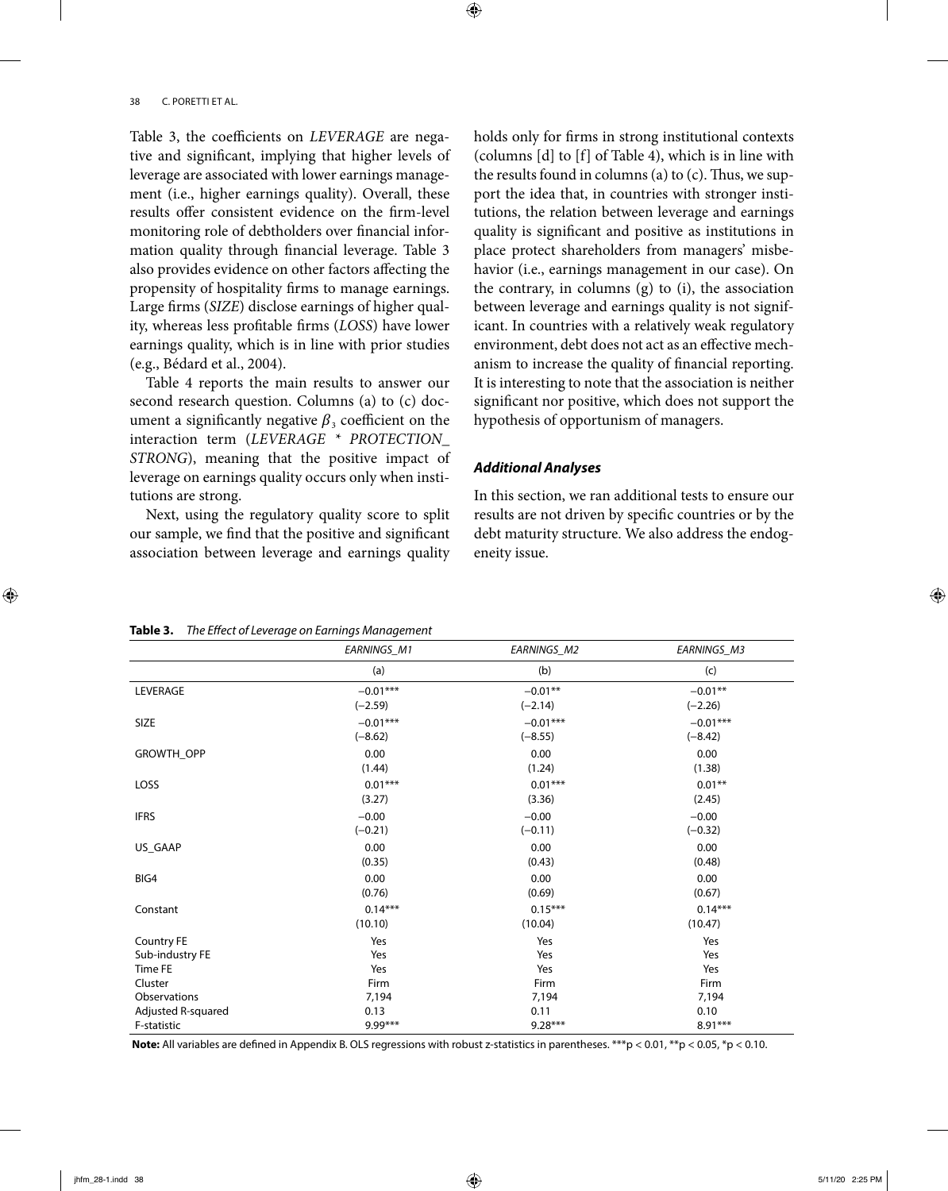Table 3, the coefficients on *LEVERAGE* are negative and significant, implying that higher levels of leverage are associated with lower earnings management (i.e., higher earnings quality). Overall, these results offer consistent evidence on the firm-level monitoring role of debtholders over financial information quality through financial leverage. Table 3 also provides evidence on other factors affecting the propensity of hospitality firms to manage earnings. Large firms (*SIZE*) disclose earnings of higher quality, whereas less profitable firms (*LOSS*) have lower earnings quality, which is in line with prior studies (e.g., Bédard et al., 2004).

Table 4 reports the main results to answer our second research question. Columns (a) to (c) document a significantly negative $\beta_3$ coefficient on the interaction term (*LEVERAGE * PROTECTION_STRONG*), meaning that the positive impact of leverage on earnings quality occurs only when institutions are strong.

Next, using the regulatory quality score to split our sample, we find that the positive and significant association between leverage and earnings quality holds only for firms in strong institutional contexts (columns [d] to [f] of Table 4), which is in line with the results found in columns (a) to (c). Thus, we support the idea that, in countries with stronger institutions, the relation between leverage and earnings quality is significant and positive as institutions in place protect shareholders from managers' misbehavior (i.e., earnings management in our case). On the contrary, in columns (g) to (i), the association between leverage and earnings quality is not significant. In countries with a relatively weak regulatory environment, debt does not act as an effective mechanism to increase the quality of financial reporting. It is interesting to note that the association is neither significant nor positive, which does not support the hypothesis of opportunism of managers.

### *Additional Analyses*

In this section, we ran additional tests to ensure our results are not driven by specific countries or by the debt maturity structure. We also address the endogeneity issue.

**Table 3.** *The Effect of Leverage on Earnings Management*

| | *EARNINGS_M1* | *EARNINGS_M2* | *EARNINGS_M3* |
|---|---|---|---|
| | (a) | (b) | (c) |
| LEVERAGE | −0.01*** | −0.01** | −0.01** |
| | (−2.59) | (−2.14) | (−2.26) |
| SIZE | −0.01*** | −0.01*** | −0.01*** |
| | (−8.62) | (−8.55) | (−8.42) |
| GROWTH_OPP | 0.00 | 0.00 | 0.00 |
| | (1.44) | (1.24) | (1.38) |
| LOSS | 0.01*** | 0.01*** | 0.01** |
| | (3.27) | (3.36) | (2.45) |
| IFRS | −0.00 | −0.00 | −0.00 |
| | (−0.21) | (−0.11) | (−0.32) |
| US_GAAP | 0.00 | 0.00 | 0.00 |
| | (0.35) | (0.43) | (0.48) |
| BIG4 | 0.00 | 0.00 | 0.00 |
| | (0.76) | (0.69) | (0.67) |
| Constant | 0.14*** | 0.15*** | 0.14*** |
| | (10.10) | (10.04) | (10.47) |
| Country FE | Yes | Yes | Yes |
| Sub-industry FE | Yes | Yes | Yes |
| Time FE | Yes | Yes | Yes |
| Cluster | Firm | Firm | Firm |
| Observations | 7,194 | 7,194 | 7,194 |
| Adjusted R-squared | 0.13 | 0.11 | 0.10 |
| F-statistic | 9.99*** | 9.28*** | 8.91*** |

**Note:** All variables are defined in Appendix B. OLS regressions with robust z-statistics in parentheses. ***p < 0.01, **p < 0.05, *p < 0.10.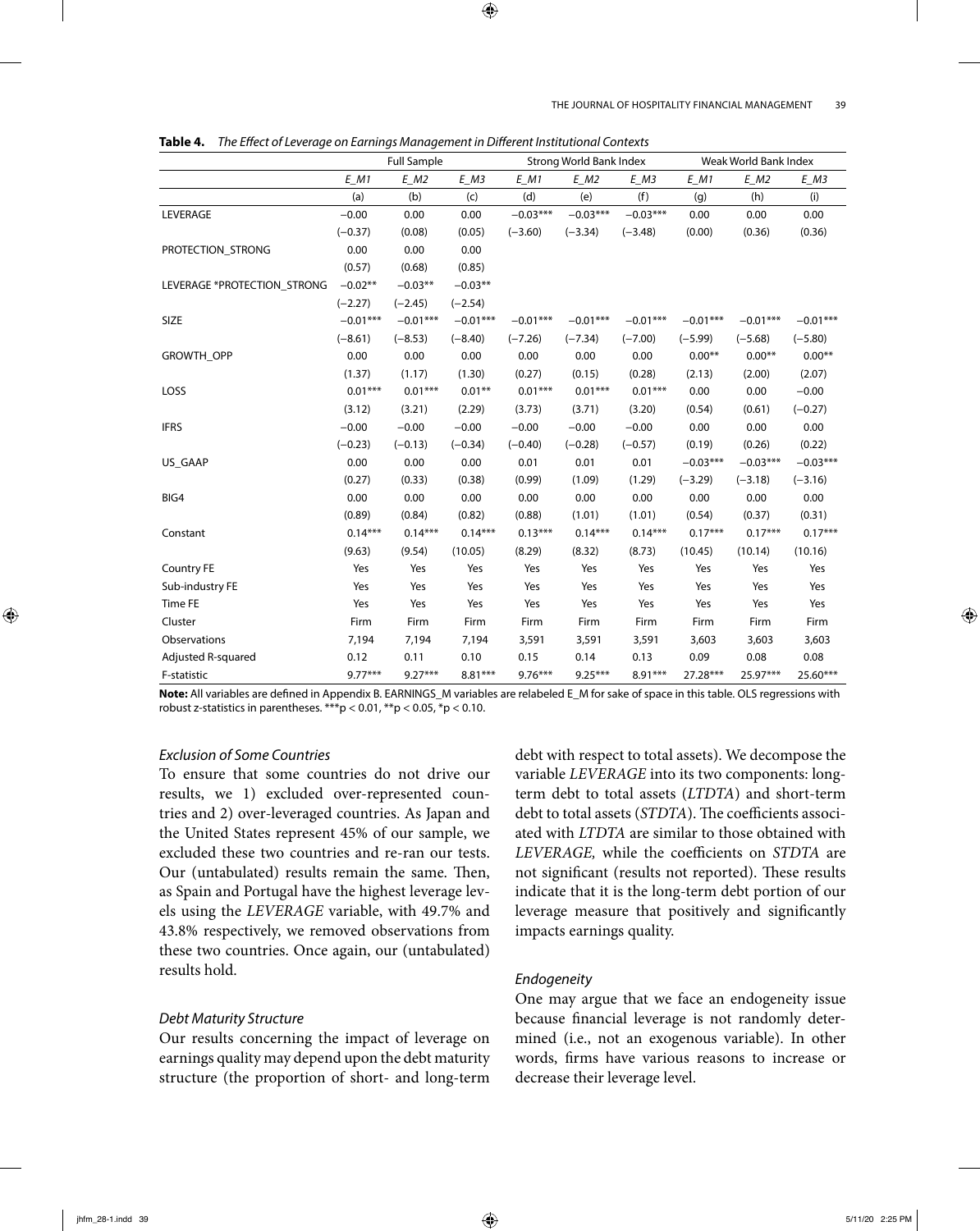**Table 4.** *The Effect of Leverage on Earnings Management in Different Institutional Contexts*

| | Full Sample | | | Strong World Bank Index | | | Weak World Bank Index | | |
|---|---|---|---|---|---|---|---|---|---|
| | *E_M1* | *E_M2* | *E_M3* | *E_M1* | *E_M2* | *E_M3* | *E_M1* | *E_M2* | *E_M3* |
| | (a) | (b) | (c) | (d) | (e) | (f) | (g) | (h) | (i) |
| LEVERAGE | −0.00 | 0.00 | 0.00 | −0.03*** | −0.03*** | −0.03*** | 0.00 | 0.00 | 0.00 |
| | (−0.37) | (0.08) | (0.05) | (−3.60) | (−3.34) | (−3.48) | (0.00) | (0.36) | (0.36) |
| PROTECTION_STRONG | 0.00 | 0.00 | 0.00 | | | | | | |
| | (0.57) | (0.68) | (0.85) | | | | | | |
| LEVERAGE *PROTECTION_STRONG | −0.02** | −0.03** | −0.03** | | | | | | |
| | (−2.27) | (−2.45) | (−2.54) | | | | | | |
| SIZE | −0.01*** | −0.01*** | −0.01*** | −0.01*** | −0.01*** | −0.01*** | −0.01*** | −0.01*** | −0.01*** |
| | (−8.61) | (−8.53) | (−8.40) | (−7.26) | (−7.34) | (−7.00) | (−5.99) | (−5.68) | (−5.80) |
| GROWTH_OPP | 0.00 | 0.00 | 0.00 | 0.00 | 0.00 | 0.00 | 0.00** | 0.00** | 0.00** |
| | (1.37) | (1.17) | (1.30) | (0.27) | (0.15) | (0.28) | (2.13) | (2.00) | (2.07) |
| LOSS | 0.01*** | 0.01*** | 0.01** | 0.01*** | 0.01*** | 0.01*** | 0.00 | 0.00 | −0.00 |
| | (3.12) | (3.21) | (2.29) | (3.73) | (3.71) | (3.20) | (0.54) | (0.61) | (−0.27) |
| IFRS | −0.00 | −0.00 | −0.00 | −0.00 | −0.00 | −0.00 | 0.00 | 0.00 | 0.00 |
| | (−0.23) | (−0.13) | (−0.34) | (−0.40) | (−0.28) | (−0.57) | (0.19) | (0.26) | (0.22) |
| US_GAAP | 0.00 | 0.00 | 0.00 | 0.01 | 0.01 | 0.01 | −0.03*** | −0.03*** | −0.03*** |
| | (0.27) | (0.33) | (0.38) | (0.99) | (1.09) | (1.29) | (−3.29) | (−3.18) | (−3.16) |
| BIG4 | 0.00 | 0.00 | 0.00 | 0.00 | 0.00 | 0.00 | 0.00 | 0.00 | 0.00 |
| | (0.89) | (0.84) | (0.82) | (0.88) | (1.01) | (1.01) | (0.54) | (0.37) | (0.31) |
| Constant | 0.14*** | 0.14*** | 0.14*** | 0.13*** | 0.14*** | 0.14*** | 0.17*** | 0.17*** | 0.17*** |
| | (9.63) | (9.54) | (10.05) | (8.29) | (8.32) | (8.73) | (10.45) | (10.14) | (10.16) |
| Country FE | Yes | Yes | Yes | Yes | Yes | Yes | Yes | Yes | Yes |
| Sub-industry FE | Yes | Yes | Yes | Yes | Yes | Yes | Yes | Yes | Yes |
| Time FE | Yes | Yes | Yes | Yes | Yes | Yes | Yes | Yes | Yes |
| Cluster | Firm | Firm | Firm | Firm | Firm | Firm | Firm | Firm | Firm |
| Observations | 7,194 | 7,194 | 7,194 | 3,591 | 3,591 | 3,591 | 3,603 | 3,603 | 3,603 |
| Adjusted R-squared | 0.12 | 0.11 | 0.10 | 0.15 | 0.14 | 0.13 | 0.09 | 0.08 | 0.08 |
| F-statistic | 9.77*** | 9.27*** | 8.81*** | 9.76*** | 9.25*** | 8.91*** | 27.28*** | 25.97*** | 25.60*** |

**Note:** All variables are defined in Appendix B. EARNINGS_M variables are relabeled E_M for sake of space in this table. OLS regressions with robust z-statistics in parentheses. ***p < 0.01, **p < 0.05, *p < 0.10.

### *Exclusion of Some Countries*

To ensure that some countries do not drive our results, we 1) excluded over-represented countries and 2) over-leveraged countries. As Japan and the United States represent 45% of our sample, we excluded these two countries and re-ran our tests. Our (untabulated) results remain the same. Then, as Spain and Portugal have the highest leverage levels using the *LEVERAGE* variable, with 49.7% and 43.8% respectively, we removed observations from these two countries. Once again, our (untabulated) results hold.

### *Debt Maturity Structure*

Our results concerning the impact of leverage on earnings quality may depend upon the debt maturity structure (the proportion of short- and long-term debt with respect to total assets). We decompose the variable *LEVERAGE* into its two components: long-term debt to total assets (*LTDTA*) and short-term debt to total assets (*STDTA*). The coefficients associated with *LTDTA* are similar to those obtained with *LEVERAGE,* while the coefficients on *STDTA* are not significant (results not reported). These results indicate that it is the long-term debt portion of our leverage measure that positively and significantly impacts earnings quality.

### *Endogeneity*

One may argue that we face an endogeneity issue because financial leverage is not randomly determined (i.e., not an exogenous variable). In other words, firms have various reasons to increase or decrease their leverage level.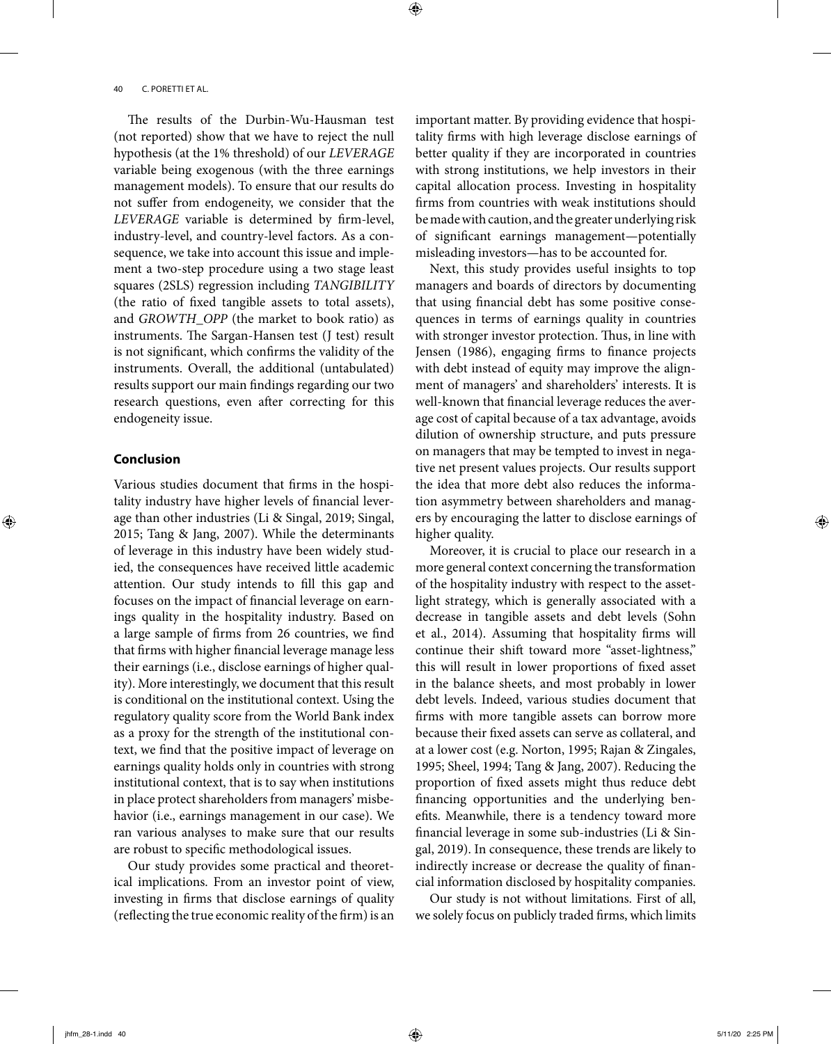The results of the Durbin-Wu-Hausman test (not reported) show that we have to reject the null hypothesis (at the 1% threshold) of our *LEVERAGE* variable being exogenous (with the three earnings management models). To ensure that our results do not suffer from endogeneity, we consider that the *LEVERAGE* variable is determined by firm-level, industry-level, and country-level factors. As a consequence, we take into account this issue and implement a two-step procedure using a two stage least squares (2SLS) regression including *TANGIBILITY* (the ratio of fixed tangible assets to total assets), and *GROWTH_OPP* (the market to book ratio) as instruments. The Sargan-Hansen test (J test) result is not significant, which confirms the validity of the instruments. Overall, the additional (untabulated) results support our main findings regarding our two research questions, even after correcting for this endogeneity issue.

## Conclusion

Various studies document that firms in the hospitality industry have higher levels of financial leverage than other industries (Li & Singal, 2019; Singal, 2015; Tang & Jang, 2007). While the determinants of leverage in this industry have been widely studied, the consequences have received little academic attention. Our study intends to fill this gap and focuses on the impact of financial leverage on earnings quality in the hospitality industry. Based on a large sample of firms from 26 countries, we find that firms with higher financial leverage manage less their earnings (i.e., disclose earnings of higher quality). More interestingly, we document that this result is conditional on the institutional context. Using the regulatory quality score from the World Bank index as a proxy for the strength of the institutional context, we find that the positive impact of leverage on earnings quality holds only in countries with strong institutional context, that is to say when institutions in place protect shareholders from managers' misbehavior (i.e., earnings management in our case). We ran various analyses to make sure that our results are robust to specific methodological issues.

Our study provides some practical and theoretical implications. From an investor point of view, investing in firms that disclose earnings of quality (reflecting the true economic reality of the firm) is an important matter. By providing evidence that hospitality firms with high leverage disclose earnings of better quality if they are incorporated in countries with strong institutions, we help investors in their capital allocation process. Investing in hospitality firms from countries with weak institutions should be made with caution, and the greater underlying risk of significant earnings management—potentially misleading investors—has to be accounted for.

Next, this study provides useful insights to top managers and boards of directors by documenting that using financial debt has some positive consequences in terms of earnings quality in countries with stronger investor protection. Thus, in line with Jensen (1986), engaging firms to finance projects with debt instead of equity may improve the alignment of managers' and shareholders' interests. It is well-known that financial leverage reduces the average cost of capital because of a tax advantage, avoids dilution of ownership structure, and puts pressure on managers that may be tempted to invest in negative net present values projects. Our results support the idea that more debt also reduces the information asymmetry between shareholders and managers by encouraging the latter to disclose earnings of higher quality.

Moreover, it is crucial to place our research in a more general context concerning the transformation of the hospitality industry with respect to the asset-light strategy, which is generally associated with a decrease in tangible assets and debt levels (Sohn et al., 2014). Assuming that hospitality firms will continue their shift toward more "asset-lightness," this will result in lower proportions of fixed asset in the balance sheets, and most probably in lower debt levels. Indeed, various studies document that firms with more tangible assets can borrow more because their fixed assets can serve as collateral, and at a lower cost (e.g. Norton, 1995; Rajan & Zingales, 1995; Sheel, 1994; Tang & Jang, 2007). Reducing the proportion of fixed assets might thus reduce debt financing opportunities and the underlying benefits. Meanwhile, there is a tendency toward more financial leverage in some sub-industries (Li & Singal, 2019). In consequence, these trends are likely to indirectly increase or decrease the quality of financial information disclosed by hospitality companies.

Our study is not without limitations. First of all, we solely focus on publicly traded firms, which limits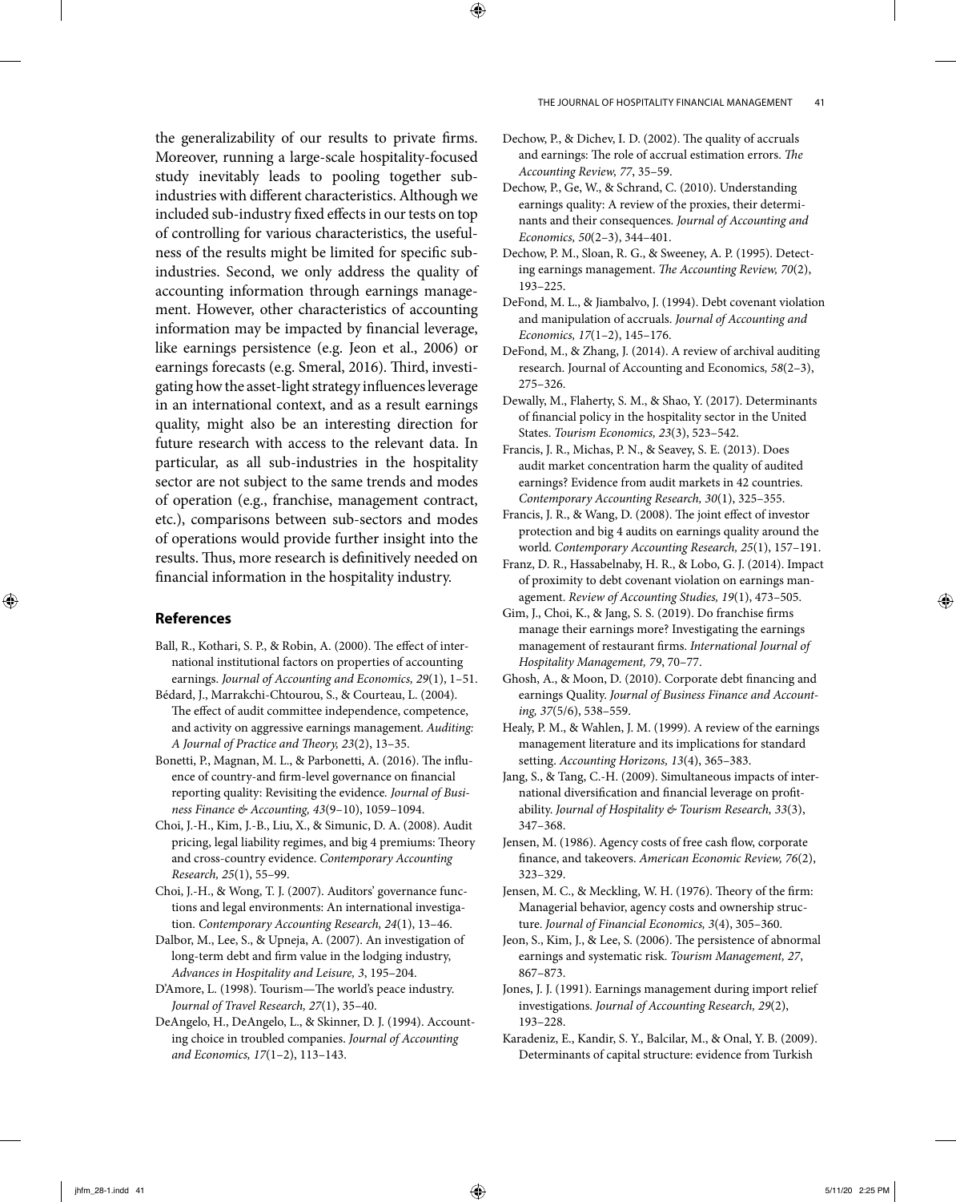the generalizability of our results to private firms. Moreover, running a large-scale hospitality-focused study inevitably leads to pooling together sub-industries with different characteristics. Although we included sub-industry fixed effects in our tests on top of controlling for various characteristics, the usefulness of the results might be limited for specific sub-industries. Second, we only address the quality of accounting information through earnings management. However, other characteristics of accounting information may be impacted by financial leverage, like earnings persistence (e.g. Jeon et al., 2006) or earnings forecasts (e.g. Smeral, 2016). Third, investigating how the asset-light strategy influences leverage in an international context, and as a result earnings quality, might also be an interesting direction for future research with access to the relevant data. In particular, as all sub-industries in the hospitality sector are not subject to the same trends and modes of operation (e.g., franchise, management contract, etc.), comparisons between sub-sectors and modes of operations would provide further insight into the results. Thus, more research is definitively needed on financial information in the hospitality industry.

## References

Ball, R., Kothari, S. P., & Robin, A. (2000). The effect of international institutional factors on properties of accounting earnings. *Journal of Accounting and Economics, 29*(1), 1–51.

Bédard, J., Marrakchi-Chtourou, S., & Courteau, L. (2004). The effect of audit committee independence, competence, and activity on aggressive earnings management. *Auditing: A Journal of Practice and Theory, 23*(2), 13–35.

Bonetti, P., Magnan, M. L., & Parbonetti, A. (2016). The influence of country-and firm-level governance on financial reporting quality: Revisiting the evidence. *Journal of Business Finance & Accounting, 43*(9–10), 1059–1094.

Choi, J.-H., Kim, J.-B., Liu, X., & Simunic, D. A. (2008). Audit pricing, legal liability regimes, and big 4 premiums: Theory and cross-country evidence. *Contemporary Accounting Research, 25*(1), 55–99.

Choi, J.-H., & Wong, T. J. (2007). Auditors' governance functions and legal environments: An international investigation. *Contemporary Accounting Research, 24*(1), 13–46.

Dalbor, M., Lee, S., & Upneja, A. (2007). An investigation of long-term debt and firm value in the lodging industry, *Advances in Hospitality and Leisure, 3*, 195–204.

D'Amore, L. (1998). Tourism—The world's peace industry. *Journal of Travel Research, 27*(1), 35–40.

DeAngelo, H., DeAngelo, L., & Skinner, D. J. (1994). Accounting choice in troubled companies. *Journal of Accounting and Economics, 17*(1–2), 113–143.

Dechow, P., & Dichev, I. D. (2002). The quality of accruals and earnings: The role of accrual estimation errors. *The Accounting Review, 77*, 35–59.

Dechow, P., Ge, W., & Schrand, C. (2010). Understanding earnings quality: A review of the proxies, their determinants and their consequences. *Journal of Accounting and Economics, 50*(2–3), 344–401.

Dechow, P. M., Sloan, R. G., & Sweeney, A. P. (1995). Detecting earnings management. *The Accounting Review, 70*(2), 193–225.

DeFond, M. L., & Jiambalvo, J. (1994). Debt covenant violation and manipulation of accruals. *Journal of Accounting and Economics, 17*(1–2), 145–176.

DeFond, M., & Zhang, J. (2014). A review of archival auditing research. Journal of Accounting and Economics*, 58*(2–3), 275–326.

Dewally, M., Flaherty, S. M., & Shao, Y. (2017). Determinants of financial policy in the hospitality sector in the United States. *Tourism Economics, 23*(3), 523–542.

Francis, J. R., Michas, P. N., & Seavey, S. E. (2013). Does audit market concentration harm the quality of audited earnings? Evidence from audit markets in 42 countries. *Contemporary Accounting Research, 30*(1), 325–355.

Francis, J. R., & Wang, D. (2008). The joint effect of investor protection and big 4 audits on earnings quality around the world. *Contemporary Accounting Research, 25*(1), 157–191.

Franz, D. R., Hassabelnaby, H. R., & Lobo, G. J. (2014). Impact of proximity to debt covenant violation on earnings management. *Review of Accounting Studies, 19*(1), 473–505.

Gim, J., Choi, K., & Jang, S. S. (2019). Do franchise firms manage their earnings more? Investigating the earnings management of restaurant firms. *International Journal of Hospitality Management, 79*, 70–77.

Ghosh, A., & Moon, D. (2010). Corporate debt financing and earnings Quality. *Journal of Business Finance and Accounting, 37*(5/6), 538–559.

Healy, P. M., & Wahlen, J. M. (1999). A review of the earnings management literature and its implications for standard setting. *Accounting Horizons, 13*(4), 365–383.

Jang, S., & Tang, C.-H. (2009). Simultaneous impacts of international diversification and financial leverage on profitability. *Journal of Hospitality & Tourism Research, 33*(3), 347–368.

Jensen, M. (1986). Agency costs of free cash flow, corporate finance, and takeovers. *American Economic Review, 76*(2), 323–329.

Jensen, M. C., & Meckling, W. H. (1976). Theory of the firm: Managerial behavior, agency costs and ownership structure. *Journal of Financial Economics, 3*(4), 305–360.

Jeon, S., Kim, J., & Lee, S. (2006). The persistence of abnormal earnings and systematic risk. *Tourism Management, 27*, 867–873.

Jones, J. J. (1991). Earnings management during import relief investigations. *Journal of Accounting Research, 29*(2), 193–228.

Karadeniz, E., Kandir, S. Y., Balcilar, M., & Onal, Y. B. (2009). Determinants of capital structure: evidence from Turkish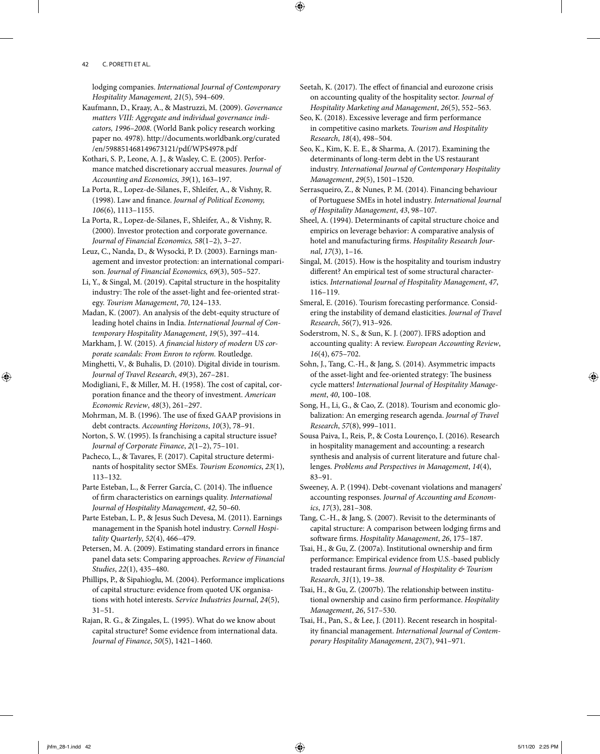lodging companies. *International Journal of Contemporary Hospitality Management, 21*(5), 594–609.

Kaufmann, D., Kraay, A., & Mastruzzi, M. (2009). *Governance matters VIII: Aggregate and individual governance indicators, 1996–2008*. (World Bank policy research working paper no. 4978). http://documents.worldbank.org/curated/en/598851468149673121/pdf/WPS4978.pdf

Kothari, S. P., Leone, A. J., & Wasley, C. E. (2005). Performance matched discretionary accrual measures. *Journal of Accounting and Economics, 39*(1), 163–197.

La Porta, R., Lopez-de-Silanes, F., Shleifer, A., & Vishny, R. (1998). Law and finance. *Journal of Political Economy, 106*(6), 1113–1155.

La Porta, R., Lopez-de-Silanes, F., Shleifer, A., & Vishny, R. (2000). Investor protection and corporate governance. *Journal of Financial Economics, 58*(1–2), 3–27.

Leuz, C., Nanda, D., & Wysocki, P. D. (2003). Earnings management and investor protection: an international comparison. *Journal of Financial Economics, 69*(3), 505–527.

Li, Y., & Singal, M. (2019). Capital structure in the hospitality industry: The role of the asset-light and fee-oriented strategy. *Tourism Management*, *70*, 124–133.

Madan, K. (2007). An analysis of the debt-equity structure of leading hotel chains in India. *International Journal of Contemporary Hospitality Management*, *19*(5), 397–414.

Markham, J. W. (2015). *A financial history of modern US corporate scandals: From Enron to reform.* Routledge.

Minghetti, V., & Buhalis, D. (2010). Digital divide in tourism. *Journal of Travel Research*, *49*(3), 267–281.

Modigliani, F., & Miller, M. H. (1958). The cost of capital, corporation finance and the theory of investment. *American Economic Review*, *48*(3), 261–297.

Mohrman, M. B. (1996). The use of fixed GAAP provisions in debt contracts. *Accounting Horizons*, *10*(3), 78–91.

Norton, S. W. (1995). Is franchising a capital structure issue? *Journal of Corporate Finance*, *2*(1–2), 75–101.

Pacheco, L., & Tavares, F. (2017). Capital structure determinants of hospitality sector SMEs. *Tourism Economics*, *23*(1), 113–132.

Parte Esteban, L., & Ferrer García, C. (2014). The influence of firm characteristics on earnings quality. *International Journal of Hospitality Management*, *42*, 50–60.

Parte Esteban, L. P., & Jesus Such Devesa, M. (2011). Earnings management in the Spanish hotel industry. *Cornell Hospitality Quarterly*, *52*(4), 466–479.

Petersen, M. A. (2009). Estimating standard errors in finance panel data sets: Comparing approaches. *Review of Financial Studies*, *22*(1), 435–480.

Phillips, P., & Sipahioglu, M. (2004). Performance implications of capital structure: evidence from quoted UK organisations with hotel interests. *Service Industries Journal*, *24*(5), 31–51.

Rajan, R. G., & Zingales, L. (1995). What do we know about capital structure? Some evidence from international data. *Journal of Finance*, *50*(5), 1421–1460.

Seetah, K. (2017). The effect of financial and eurozone crisis on accounting quality of the hospitality sector. *Journal of Hospitality Marketing and Management*, *26*(5), 552–563.

Seo, K. (2018). Excessive leverage and firm performance in competitive casino markets. *Tourism and Hospitality Research*, *18*(4), 498–504.

Seo, K., Kim, K. E. E., & Sharma, A. (2017). Examining the determinants of long-term debt in the US restaurant industry. *International Journal of Contemporary Hospitality Management*, *29*(5), 1501–1520.

Serrasqueiro, Z., & Nunes, P. M. (2014). Financing behaviour of Portuguese SMEs in hotel industry. *International Journal of Hospitality Management*, *43*, 98–107.

Sheel, A. (1994). Determinants of capital structure choice and empirics on leverage behavior: A comparative analysis of hotel and manufacturing firms. *Hospitality Research Journal*, *17*(3), 1–16.

Singal, M. (2015). How is the hospitality and tourism industry different? An empirical test of some structural characteristics. *International Journal of Hospitality Management*, *47*, 116–119.

Smeral, E. (2016). Tourism forecasting performance. Considering the instability of demand elasticities. *Journal of Travel Research*, *56*(7), 913–926.

Soderstrom, N. S., & Sun, K. J. (2007). IFRS adoption and accounting quality: A review. *European Accounting Review*, *16*(4), 675–702.

Sohn, J., Tang, C.-H., & Jang, S. (2014). Asymmetric impacts of the asset-light and fee-oriented strategy: The business cycle matters! *International Journal of Hospitality Management*, *40*, 100–108.

Song, H., Li, G., & Cao, Z. (2018). Tourism and economic globalization: An emerging research agenda. *Journal of Travel Research*, *57*(8), 999–1011.

Sousa Paiva, I., Reis, P., & Costa Lourenço, I. (2016). Research in hospitality management and accounting: a research synthesis and analysis of current literature and future challenges. *Problems and Perspectives in Management*, *14*(4), 83–91.

Sweeney, A. P. (1994). Debt-covenant violations and managers' accounting responses. *Journal of Accounting and Economics*, *17*(3), 281–308.

Tang, C.-H., & Jang, S. (2007). Revisit to the determinants of capital structure: A comparison between lodging firms and software firms. *Hospitality Management*, *26*, 175–187.

Tsai, H., & Gu, Z. (2007a). Institutional ownership and firm performance: Empirical evidence from U.S.-based publicly traded restaurant firms. *Journal of Hospitality & Tourism Research*, *31*(1), 19–38.

Tsai, H., & Gu, Z. (2007b). The relationship between institutional ownership and casino firm performance. *Hospitality Management*, *26*, 517–530.

Tsai, H., Pan, S., & Lee, J. (2011). Recent research in hospitality financial management. *International Journal of Contemporary Hospitality Management*, *23*(7), 941–971.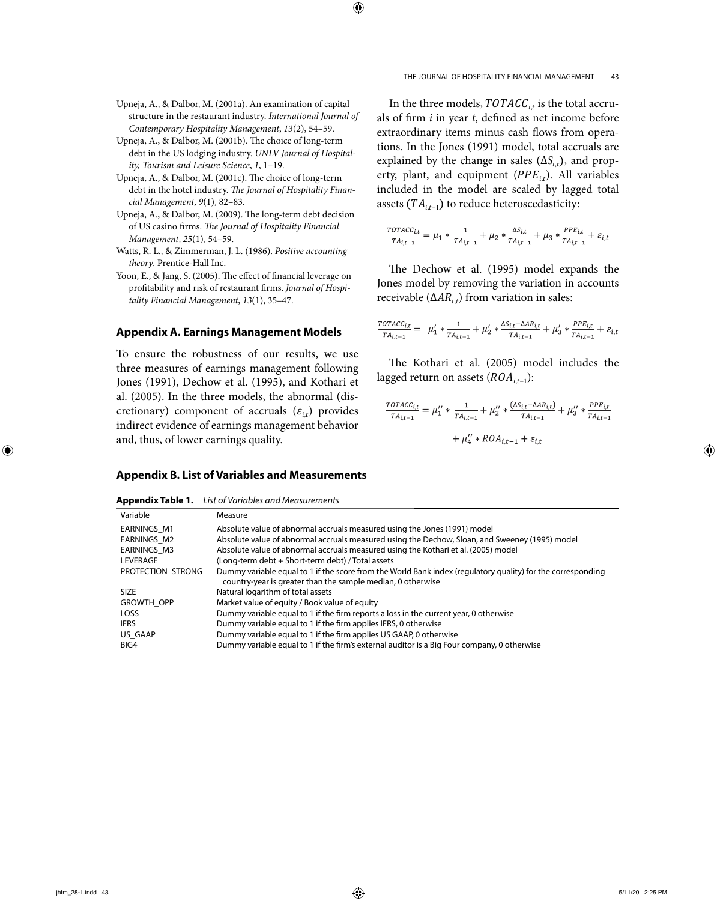Upneja, A., & Dalbor, M. (2001a). An examination of capital structure in the restaurant industry. *International Journal of Contemporary Hospitality Management*, *13*(2), 54–59.

Upneja, A., & Dalbor, M. (2001b). The choice of long-term debt in the US lodging industry. *UNLV Journal of Hospitality, Tourism and Leisure Science*, *1*, 1–19.

Upneja, A., & Dalbor, M. (2001c). The choice of long-term debt in the hotel industry. *The Journal of Hospitality Financial Management*, *9*(1), 82–83.

Upneja, A., & Dalbor, M. (2009). The long-term debt decision of US casino firms. *The Journal of Hospitality Financial Management*, *25*(1), 54–59.

Watts, R. L., & Zimmerman, J. L. (1986). *Positive accounting theory*. Prentice-Hall Inc.

Yoon, E., & Jang, S. (2005). The effect of financial leverage on profitability and risk of restaurant firms. *Journal of Hospitality Financial Management*, *13*(1), 35–47.

## Appendix A. Earnings Management Models

To ensure the robustness of our results, we use three measures of earnings management following Jones (1991), Dechow et al. (1995), and Kothari et al. (2005). In the three models, the abnormal (discretionary) component of accruals ($\varepsilon_{i,t}$) provides indirect evidence of earnings management behavior and, thus, of lower earnings quality.

In the three models, $TOTACC_{i,t}$ is the total accruals of firm *i* in year *t*, defined as net income before extraordinary items minus cash flows from operations. In the Jones (1991) model, total accruals are explained by the change in sales ($\Delta S_{i,t}$), and property, plant, and equipment ($PPE_{i,t}$). All variables included in the model are scaled by lagged total assets ($TA_{i,t-1}$) to reduce heteroscedasticity:

$$\frac{TOTACC_{i,t}}{TA_{i,t-1}} = \mu_1 * \frac{1}{TA_{i,t-1}} + \mu_2 * \frac{\Delta S_{i,t}}{TA_{i,t-1}} + \mu_3 * \frac{PPE_{i,t}}{TA_{i,t-1}} + \varepsilon_{i,t}$$

The Dechow et al. (1995) model expands the Jones model by removing the variation in accounts receivable ($\Delta AR_{i,t}$) from variation in sales:

$$\frac{TOTACC_{i,t}}{TA_{i,t-1}} = \mu_1' * \frac{1}{TA_{i,t-1}} + \mu_2' * \frac{\Delta S_{i,t} - \Delta AR_{i,t}}{TA_{i,t-1}} + \mu_3' * \frac{PPE_{i,t}}{TA_{i,t-1}} + \varepsilon_{i,t}$$

The Kothari et al. (2005) model includes the lagged return on assets ($ROA_{i,t-1}$):

$$\frac{TOTACC_{i,t}}{TA_{i,t-1}} = \mu_1'' * \frac{1}{TA_{i,t-1}} + \mu_2'' * \frac{(\Delta S_{i,t} - \Delta AR_{i,t})}{TA_{i,t-1}} + \mu_3'' * \frac{PPE_{i,t}}{TA_{i,t-1}} + \mu_4'' * ROA_{i,t-1} + \varepsilon_{i,t}$$

## Appendix B. List of Variables and Measurements

**Appendix Table 1.** *List of Variables and Measurements*

| Variable | Measure |
|---|---|
| EARNINGS_M1 | Absolute value of abnormal accruals measured using the Jones (1991) model |
| EARNINGS_M2 | Absolute value of abnormal accruals measured using the Dechow, Sloan, and Sweeney (1995) model |
| EARNINGS_M3 | Absolute value of abnormal accruals measured using the Kothari et al. (2005) model |
| LEVERAGE | (Long-term debt + Short-term debt) / Total assets |
| PROTECTION_STRONG | Dummy variable equal to 1 if the score from the World Bank index (regulatory quality) for the corresponding country-year is greater than the sample median, 0 otherwise |
| SIZE | Natural logarithm of total assets |
| GROWTH_OPP | Market value of equity / Book value of equity |
| LOSS | Dummy variable equal to 1 if the firm reports a loss in the current year, 0 otherwise |
| IFRS | Dummy variable equal to 1 if the firm applies IFRS, 0 otherwise |
| US_GAAP | Dummy variable equal to 1 if the firm applies US GAAP, 0 otherwise |
| BIG4 | Dummy variable equal to 1 if the firm's external auditor is a Big Four company, 0 otherwise |